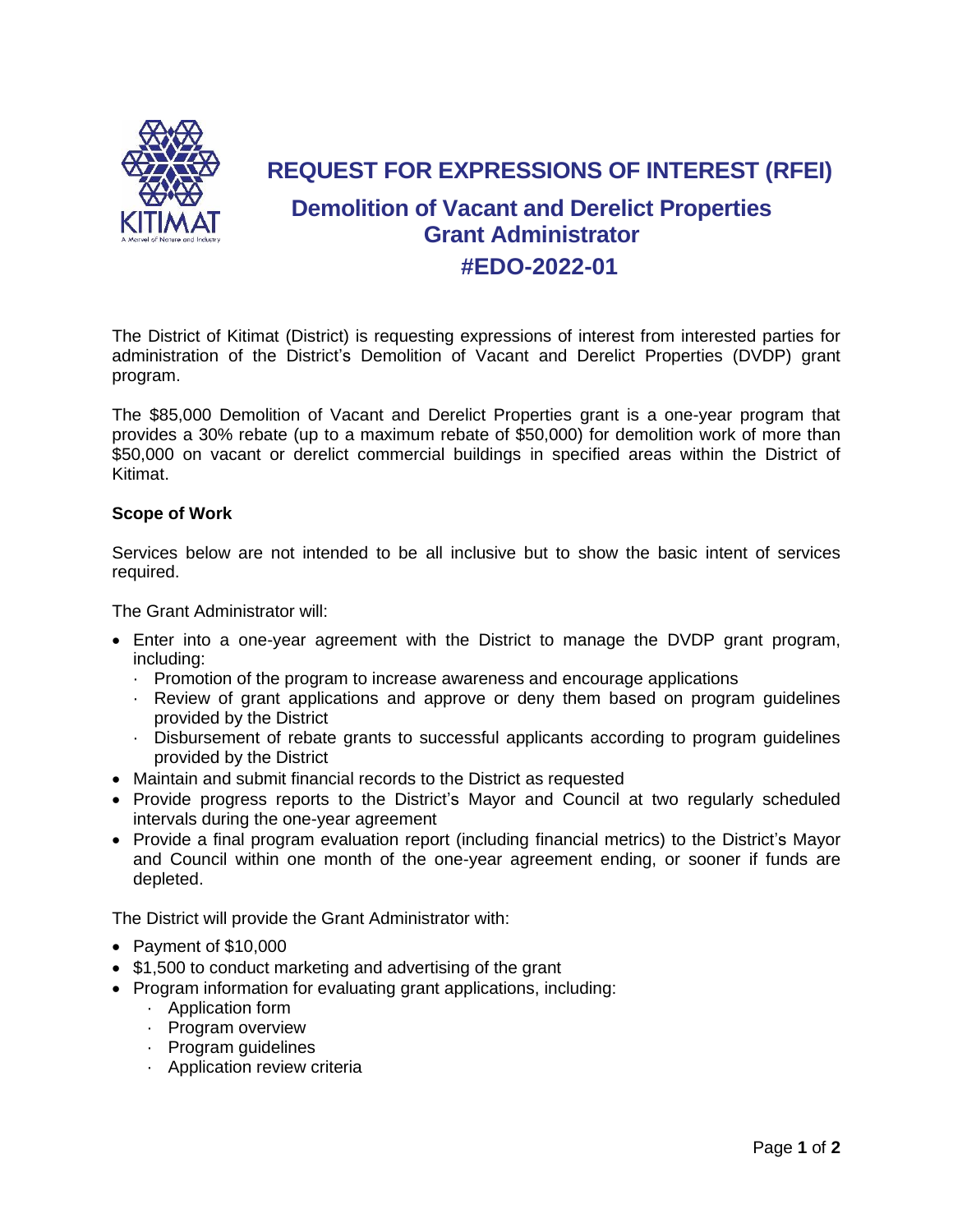# REQUEST FOR EXPRESSIONS OF INTEREST (RFEI)

## Demolition of Vacant and Derelict Properties Grant Administrator

## #EDO-2022-01

The District of Kitimat (District) is requesting expressions of interest from interested parties for administration of the District's Demolition of Vacant and Derelict Properties (DVDP) grant program.

The $85,000 Demolition of Vacant and Derelict Properties grant is a one-year program that provides a 30% rebate (up to a maximum rebate of $50,000) for demolition work of more than $50,000 on vacant or derelict commercial buildings in specified areas within the District of Kitimat.

**Scope of Work**

Services below are not intended to be all inclusive but to show the basic intent of services required.

The Grant Administrator will:

- Enter into a one-year agreement with the District to manage the DVDP grant program, including:
  - Promotion of the program to increase awareness and encourage applications
  - Review of grant applications and approve or deny them based on program guidelines provided by the District
  - Disbursement of rebate grants to successful applicants according to program guidelines provided by the District
- Maintain and submit financial records to the District as requested
- Provide progress reports to the District's Mayor and Council at two regularly scheduled intervals during the one-year agreement
- Provide a final program evaluation report (including financial metrics) to the District's Mayor and Council within one month of the one-year agreement ending, or sooner if funds are depleted.

The District will provide the Grant Administrator with:

- Payment of $10,000
- $1,500 to conduct marketing and advertising of the grant
- Program information for evaluating grant applications, including:
  - Application form
  - Program overview
  - Program guidelines
  - Application review criteria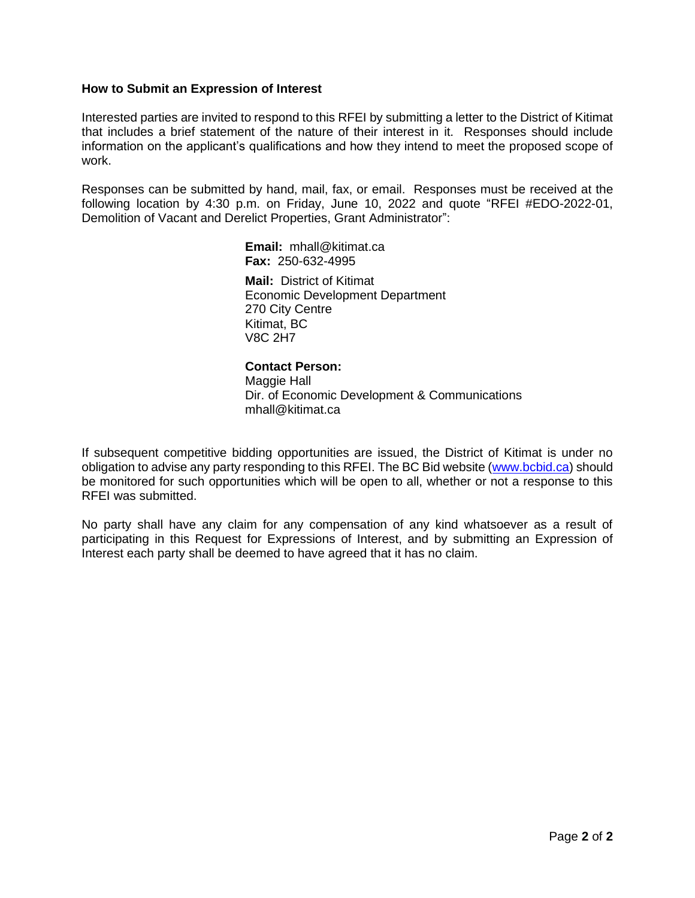### How to Submit an Expression of Interest

Interested parties are invited to respond to this RFEI by submitting a letter to the District of Kitimat that includes a brief statement of the nature of their interest in it. Responses should include information on the applicant's qualifications and how they intend to meet the proposed scope of work.

Responses can be submitted by hand, mail, fax, or email. Responses must be received at the following location by 4:30 p.m. on Friday, June 10, 2022 and quote "RFEI #EDO-2022-01, Demolition of Vacant and Derelict Properties, Grant Administrator":

**Email:** mhall@kitimat.ca
**Fax:** 250-632-4995

**Mail:** District of Kitimat
Economic Development Department
270 City Centre
Kitimat, BC
V8C 2H7

**Contact Person:**
Maggie Hall
Dir. of Economic Development & Communications
mhall@kitimat.ca

If subsequent competitive bidding opportunities are issued, the District of Kitimat is under no obligation to advise any party responding to this RFEI. The BC Bid website (www.bcbid.ca) should be monitored for such opportunities which will be open to all, whether or not a response to this RFEI was submitted.

No party shall have any claim for any compensation of any kind whatsoever as a result of participating in this Request for Expressions of Interest, and by submitting an Expression of Interest each party shall be deemed to have agreed that it has no claim.